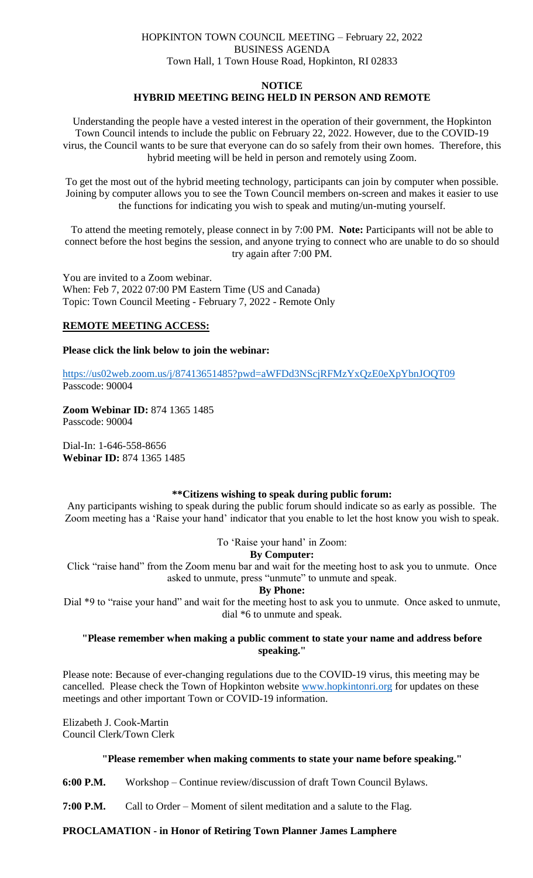HOPKINTON TOWN COUNCIL MEETING – February 22, 2022
BUSINESS AGENDA
Town Hall, 1 Town House Road, Hopkinton, RI 02833

## NOTICE
## HYBRID MEETING BEING HELD IN PERSON AND REMOTE

Understanding the people have a vested interest in the operation of their government, the Hopkinton Town Council intends to include the public on February 22, 2022. However, due to the COVID-19 virus, the Council wants to be sure that everyone can do so safely from their own homes. Therefore, this hybrid meeting will be held in person and remotely using Zoom.

To get the most out of the hybrid meeting technology, participants can join by computer when possible. Joining by computer allows you to see the Town Council members on-screen and makes it easier to use the functions for indicating you wish to speak and muting/un-muting yourself.

To attend the meeting remotely, please connect in by 7:00 PM. **Note:** Participants will not be able to connect before the host begins the session, and anyone trying to connect who are unable to do so should try again after 7:00 PM.

You are invited to a Zoom webinar.
When: Feb 7, 2022 07:00 PM Eastern Time (US and Canada)
Topic: Town Council Meeting - February 7, 2022 - Remote Only

**REMOTE MEETING ACCESS:**

**Please click the link below to join the webinar:**

https://us02web.zoom.us/j/87413651485?pwd=aWFDd3NScjRFMzYxQzE0eXpYbnJOQT09
Passcode: 90004

**Zoom Webinar ID:** 874 1365 1485
Passcode: 90004

Dial-In: 1-646-558-8656
**Webinar ID:** 874 1365 1485

**\*\*Citizens wishing to speak during public forum:**

Any participants wishing to speak during the public forum should indicate so as early as possible. The Zoom meeting has a 'Raise your hand' indicator that you enable to let the host know you wish to speak.

To 'Raise your hand' in Zoom:

**By Computer:**

Click "raise hand" from the Zoom menu bar and wait for the meeting host to ask you to unmute. Once asked to unmute, press "unmute" to unmute and speak.

**By Phone:**

Dial *9 to "raise your hand" and wait for the meeting host to ask you to unmute. Once asked to unmute, dial *6 to unmute and speak.

**"Please remember when making a public comment to state your name and address before speaking."**

Please note: Because of ever-changing regulations due to the COVID-19 virus, this meeting may be cancelled. Please check the Town of Hopkinton website www.hopkintonri.org for updates on these meetings and other important Town or COVID-19 information.

Elizabeth J. Cook-Martin
Council Clerk/Town Clerk

**"Please remember when making comments to state your name before speaking."**

**6:00 P.M.** Workshop – Continue review/discussion of draft Town Council Bylaws.

**7:00 P.M.** Call to Order – Moment of silent meditation and a salute to the Flag.

**PROCLAMATION - in Honor of Retiring Town Planner James Lamphere**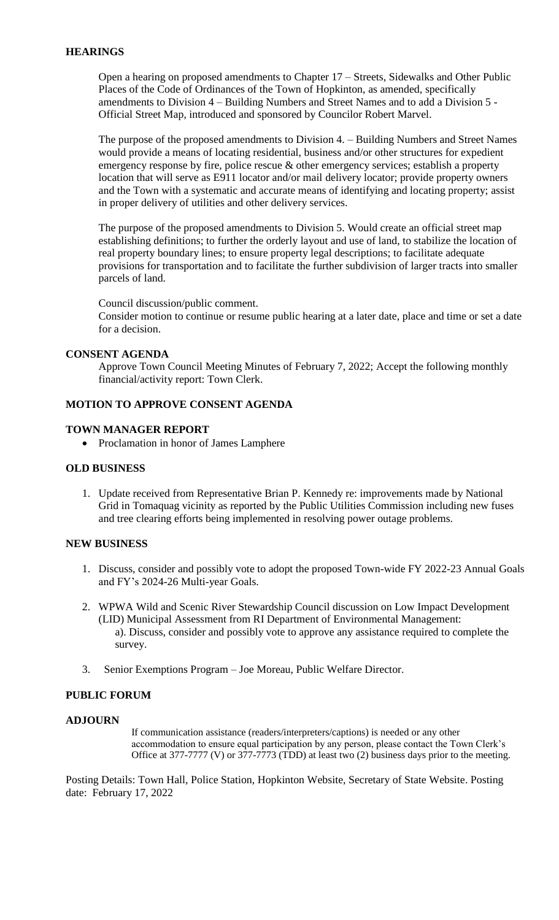## HEARINGS

Open a hearing on proposed amendments to Chapter 17 – Streets, Sidewalks and Other Public Places of the Code of Ordinances of the Town of Hopkinton, as amended, specifically amendments to Division 4 – Building Numbers and Street Names and to add a Division 5 - Official Street Map, introduced and sponsored by Councilor Robert Marvel.

The purpose of the proposed amendments to Division 4. – Building Numbers and Street Names would provide a means of locating residential, business and/or other structures for expedient emergency response by fire, police rescue & other emergency services; establish a property location that will serve as E911 locator and/or mail delivery locator; provide property owners and the Town with a systematic and accurate means of identifying and locating property; assist in proper delivery of utilities and other delivery services.

The purpose of the proposed amendments to Division 5. Would create an official street map establishing definitions; to further the orderly layout and use of land, to stabilize the location of real property boundary lines; to ensure property legal descriptions; to facilitate adequate provisions for transportation and to facilitate the further subdivision of larger tracts into smaller parcels of land.

Council discussion/public comment.
Consider motion to continue or resume public hearing at a later date, place and time or set a date for a decision.

## CONSENT AGENDA

Approve Town Council Meeting Minutes of February 7, 2022; Accept the following monthly financial/activity report: Town Clerk.

## MOTION TO APPROVE CONSENT AGENDA

## TOWN MANAGER REPORT

- Proclamation in honor of James Lamphere

## OLD BUSINESS

1. Update received from Representative Brian P. Kennedy re: improvements made by National Grid in Tomaquag vicinity as reported by the Public Utilities Commission including new fuses and tree clearing efforts being implemented in resolving power outage problems.

## NEW BUSINESS

1. Discuss, consider and possibly vote to adopt the proposed Town-wide FY 2022-23 Annual Goals and FY's 2024-26 Multi-year Goals.
2. WPWA Wild and Scenic River Stewardship Council discussion on Low Impact Development (LID) Municipal Assessment from RI Department of Environmental Management:
   a). Discuss, consider and possibly vote to approve any assistance required to complete the survey.
3. Senior Exemptions Program – Joe Moreau, Public Welfare Director.

## PUBLIC FORUM

## ADJOURN

If communication assistance (readers/interpreters/captions) is needed or any other accommodation to ensure equal participation by any person, please contact the Town Clerk's Office at 377-7777 (V) or 377-7773 (TDD) at least two (2) business days prior to the meeting.

Posting Details: Town Hall, Police Station, Hopkinton Website, Secretary of State Website. Posting date: February 17, 2022